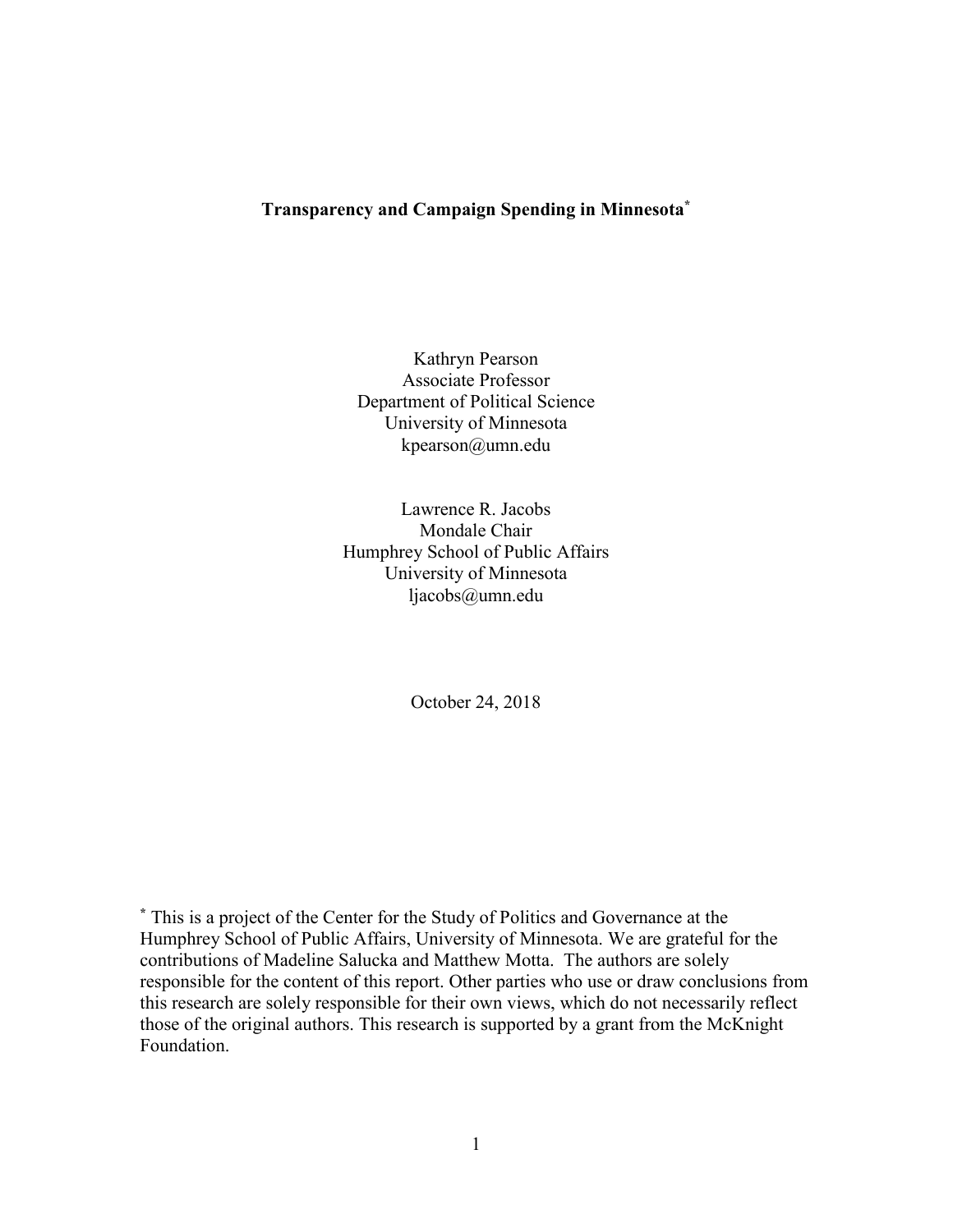# Transparency and Campaign Spending in Minnesota*

Kathryn Pearson
Associate Professor
Department of Political Science
University of Minnesota
kpearson@umn.edu

Lawrence R. Jacobs
Mondale Chair
Humphrey School of Public Affairs
University of Minnesota
ljacobs@umn.edu

October 24, 2018

* This is a project of the Center for the Study of Politics and Governance at the Humphrey School of Public Affairs, University of Minnesota. We are grateful for the contributions of Madeline Salucka and Matthew Motta. The authors are solely responsible for the content of this report. Other parties who use or draw conclusions from this research are solely responsible for their own views, which do not necessarily reflect those of the original authors. This research is supported by a grant from the McKnight Foundation.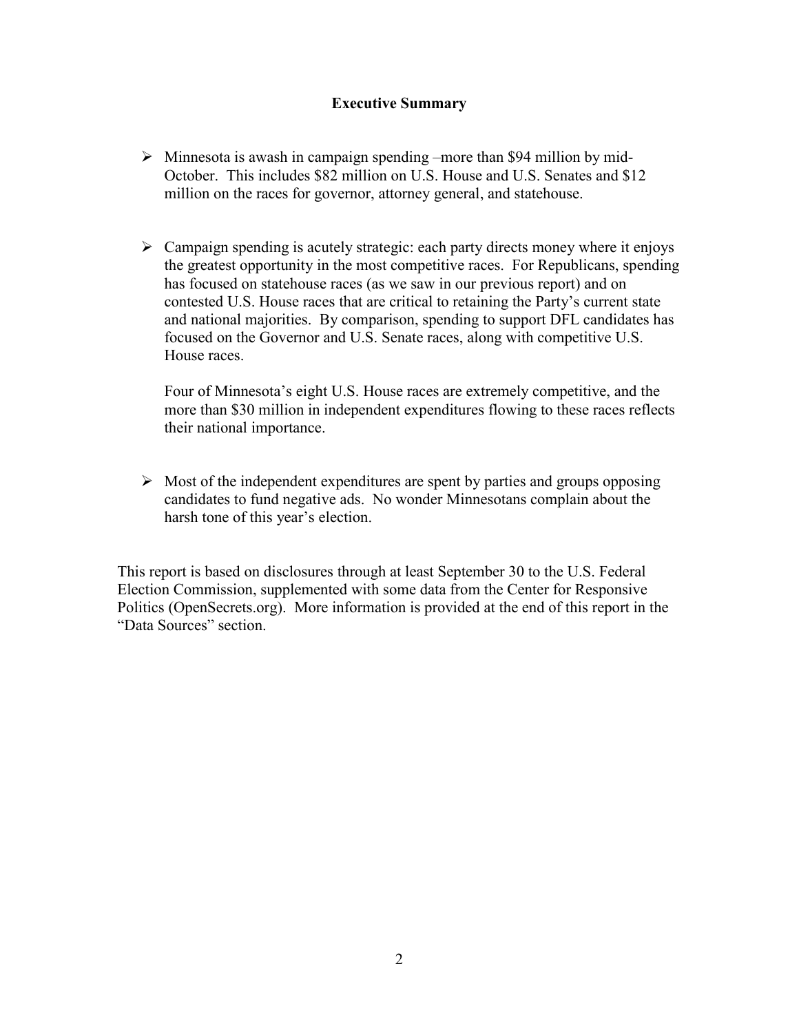## Executive Summary

- Minnesota is awash in campaign spending –more than $94 million by mid-October. This includes $82 million on U.S. House and U.S. Senates and $12 million on the races for governor, attorney general, and statehouse.

- Campaign spending is acutely strategic: each party directs money where it enjoys the greatest opportunity in the most competitive races. For Republicans, spending has focused on statehouse races (as we saw in our previous report) and on contested U.S. House races that are critical to retaining the Party's current state and national majorities. By comparison, spending to support DFL candidates has focused on the Governor and U.S. Senate races, along with competitive U.S. House races.

  Four of Minnesota's eight U.S. House races are extremely competitive, and the more than $30 million in independent expenditures flowing to these races reflects their national importance.

- Most of the independent expenditures are spent by parties and groups opposing candidates to fund negative ads. No wonder Minnesotans complain about the harsh tone of this year's election.

This report is based on disclosures through at least September 30 to the U.S. Federal Election Commission, supplemented with some data from the Center for Responsive Politics (OpenSecrets.org). More information is provided at the end of this report in the "Data Sources" section.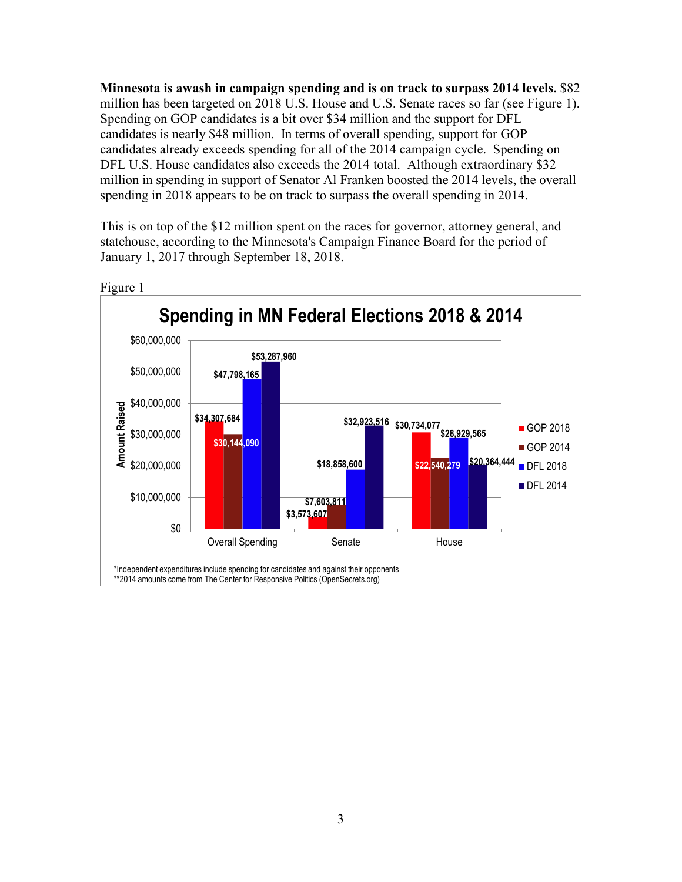**Minnesota is awash in campaign spending and is on track to surpass 2014 levels.** $82 million has been targeted on 2018 U.S. House and U.S. Senate races so far (see Figure 1). Spending on GOP candidates is a bit over $34 million and the support for DFL candidates is nearly $48 million. In terms of overall spending, support for GOP candidates already exceeds spending for all of the 2014 campaign cycle. Spending on DFL U.S. House candidates also exceeds the 2014 total. Although extraordinary $32 million in spending in support of Senator Al Franken boosted the 2014 levels, the overall spending in 2018 appears to be on track to surpass the overall spending in 2014.

This is on top of the $12 million spent on the races for governor, attorney general, and statehouse, according to the Minnesota's Campaign Finance Board for the period of January 1, 2017 through September 18, 2018.

Figure 1

**Spending in MN Federal Elections 2018 & 2014**

Amount Raised

| | GOP 2018 | GOP 2014 | DFL 2018 | DFL 2014 |
|---|---|---|---|---|
| Overall Spending | $34,307,684 | $30,144,090 | $47,798,165 | $53,287,960 |
| Senate | $3,573,607 | $7,603,811 | $18,858,600 | $32,923,516 |
| House | $30,734,077 | $22,540,279 | $28,929,565 | $20,364,444 |

*Independent expenditures include spending for candidates and against their opponents
**2014 amounts come from The Center for Responsive Politics (OpenSecrets.org)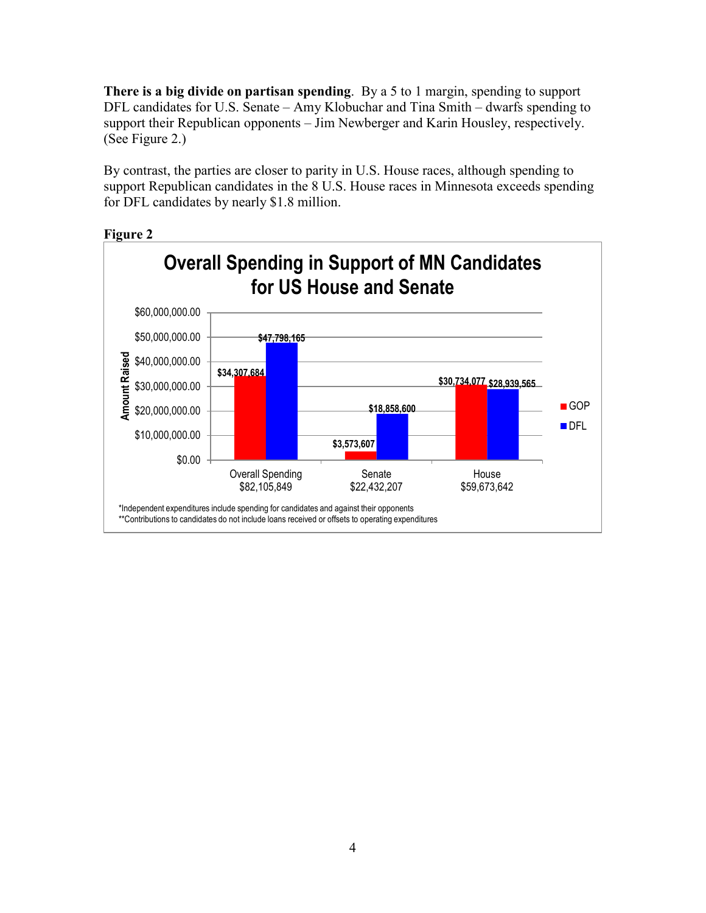**There is a big divide on partisan spending**. By a 5 to 1 margin, spending to support DFL candidates for U.S. Senate – Amy Klobuchar and Tina Smith – dwarfs spending to support their Republican opponents – Jim Newberger and Karin Housley, respectively. (See Figure 2.)

By contrast, the parties are closer to parity in U.S. House races, although spending to support Republican candidates in the 8 U.S. House races in Minnesota exceeds spending for DFL candidates by nearly $1.8 million.

**Figure 2**

**Overall Spending in Support of MN Candidates for US House and Senate**

| | GOP | DFL |
|---|---|---|
| Overall Spending $82,105,849 | $34,307,684 | $47,798,165 |
| Senate $22,432,207 | $3,573,607 | $18,858,600 |
| House $59,673,642 | $30,734,077 | $28,939,565 |

*Independent expenditures include spending for candidates and against their opponents
**Contributions to candidates do not include loans received or offsets to operating expenditures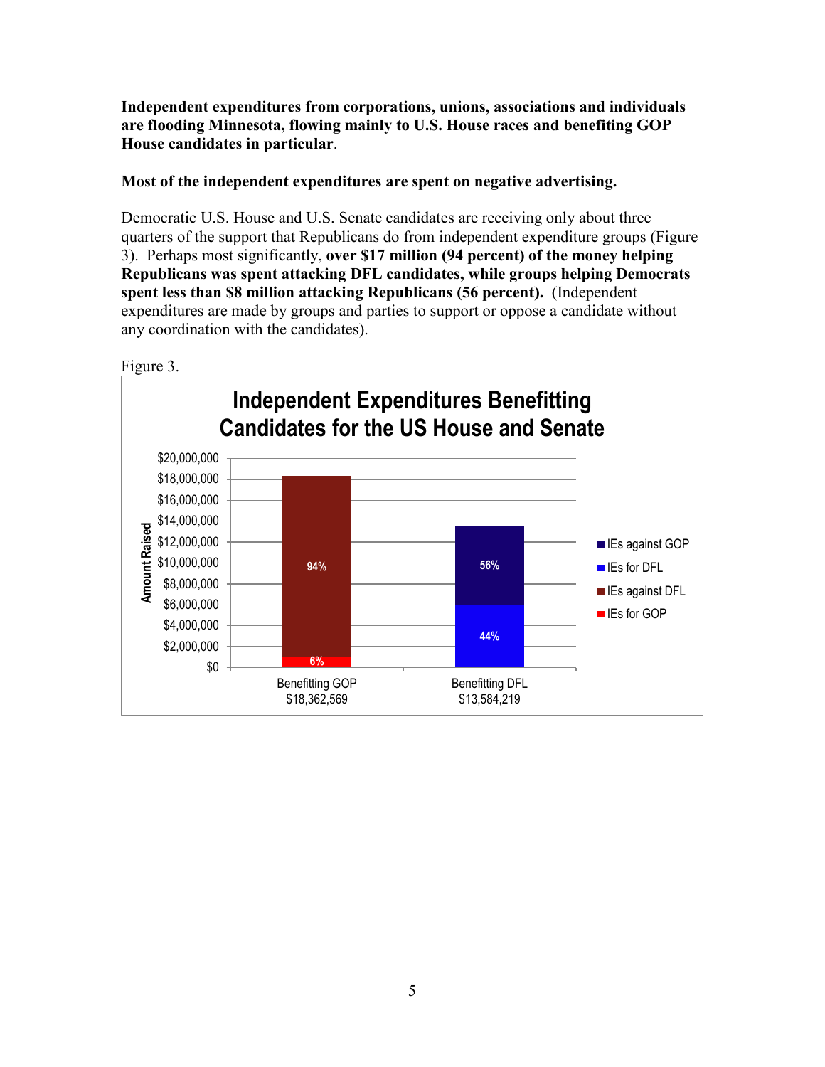**Independent expenditures from corporations, unions, associations and individuals are flooding Minnesota, flowing mainly to U.S. House races and benefiting GOP House candidates in particular**.

**Most of the independent expenditures are spent on negative advertising.**

Democratic U.S. House and U.S. Senate candidates are receiving only about three quarters of the support that Republicans do from independent expenditure groups (Figure 3). Perhaps most significantly, **over $17 million (94 percent) of the money helping Republicans was spent attacking DFL candidates, while groups helping Democrats spent less than $8 million attacking Republicans (56 percent).** (Independent expenditures are made by groups and parties to support or oppose a candidate without any coordination with the candidates).

Figure 3.

**Independent Expenditures Benefitting Candidates for the US House and Senate**

| | Benefitting GOP $18,362,569 | Benefitting DFL $13,584,219 |
|---|---|---|
| IEs against DFL | 94% | |
| IEs for GOP | 6% | |
| IEs against GOP | | 56% |
| IEs for DFL | | 44% |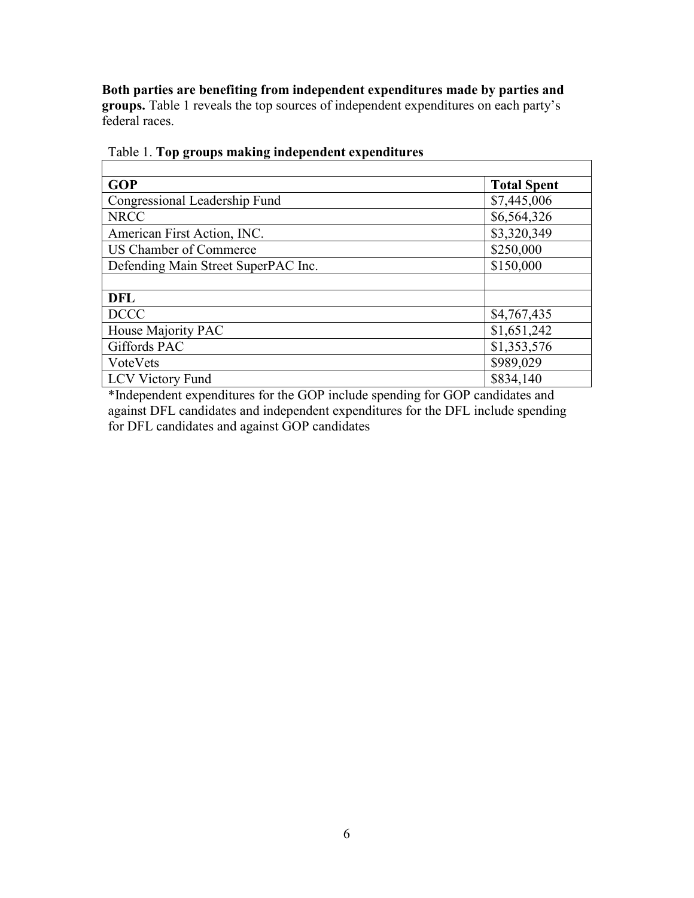**Both parties are benefiting from independent expenditures made by parties and groups.** Table 1 reveals the top sources of independent expenditures on each party's federal races.

Table 1. **Top groups making independent expenditures**

| | |
|---|---|
| **GOP** | **Total Spent** |
| Congressional Leadership Fund | $7,445,006 |
| NRCC | $6,564,326 |
| American First Action, INC. | $3,320,349 |
| US Chamber of Commerce | $250,000 |
| Defending Main Street SuperPAC Inc. | $150,000 |
| | |
| **DFL** | |
| DCCC | $4,767,435 |
| House Majority PAC | $1,651,242 |
| Giffords PAC | $1,353,576 |
| VoteVets | $989,029 |
| LCV Victory Fund | $834,140 |

*Independent expenditures for the GOP include spending for GOP candidates and against DFL candidates and independent expenditures for the DFL include spending for DFL candidates and against GOP candidates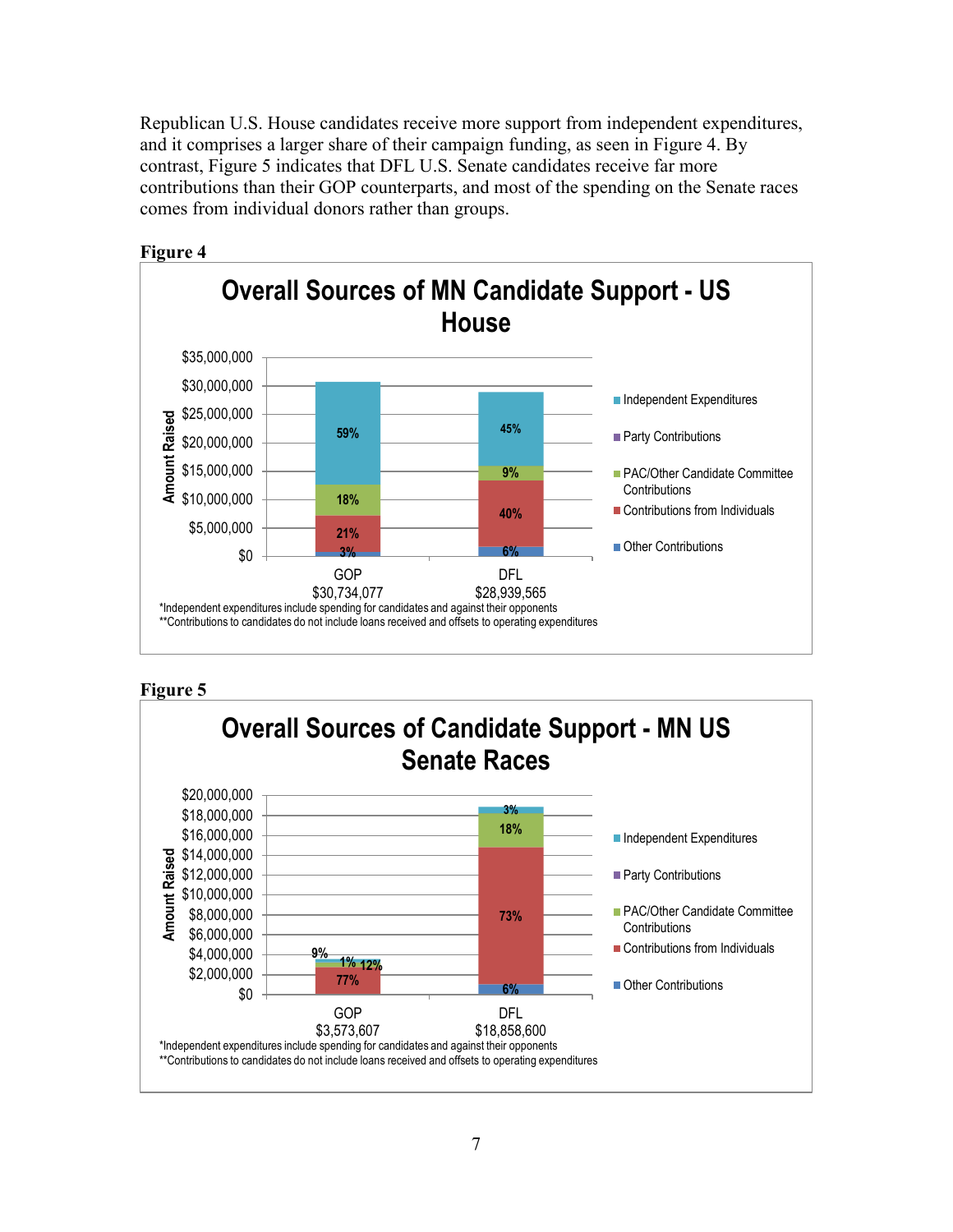Republican U.S. House candidates receive more support from independent expenditures, and it comprises a larger share of their campaign funding, as seen in Figure 4. By contrast, Figure 5 indicates that DFL U.S. Senate candidates receive far more contributions than their GOP counterparts, and most of the spending on the Senate races comes from individual donors rather than groups.

**Figure 4**

## Overall Sources of MN Candidate Support - US House

| Source | GOP ($30,734,077) | DFL ($28,939,565) |
|---|---|---|
| Independent Expenditures | 59% | 45% |
| Party Contributions | | |
| PAC/Other Candidate Committee Contributions | 18% | 9% |
| Contributions from Individuals | 21% | 40% |
| Other Contributions | 3% | 6% |

*Independent expenditures include spending for candidates and against their opponents
**Contributions to candidates do not include loans received and offsets to operating expenditures

**Figure 5**

## Overall Sources of Candidate Support - MN US Senate Races

| Source | GOP ($3,573,607) | DFL ($18,858,600) |
|---|---|---|
| Independent Expenditures | 1% | 3% |
| Party Contributions | 12% | |
| PAC/Other Candidate Committee Contributions | 9% | 18% |
| Contributions from Individuals | 77% | 73% |
| Other Contributions | | 6% |

*Independent expenditures include spending for candidates and against their opponents
**Contributions to candidates do not include loans received and offsets to operating expenditures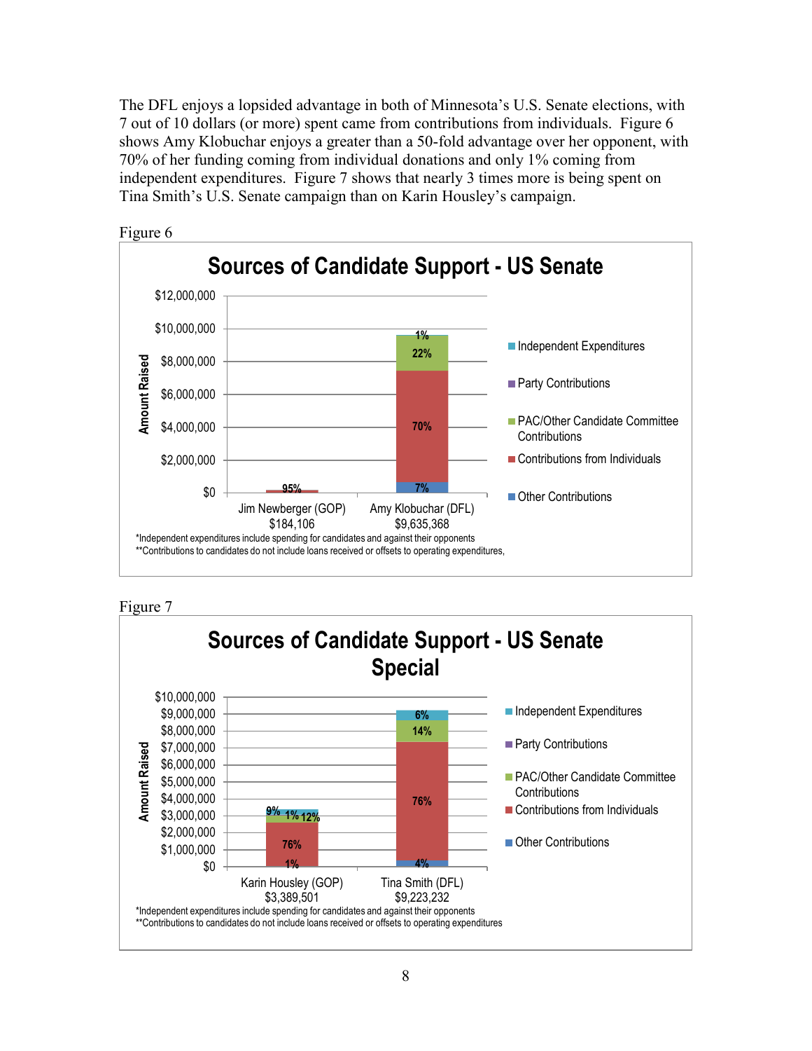The DFL enjoys a lopsided advantage in both of Minnesota's U.S. Senate elections, with 7 out of 10 dollars (or more) spent came from contributions from individuals. Figure 6 shows Amy Klobuchar enjoys a greater than a 50-fold advantage over her opponent, with 70% of her funding coming from individual donations and only 1% coming from independent expenditures. Figure 7 shows that nearly 3 times more is being spent on Tina Smith's U.S. Senate campaign than on Karin Housley's campaign.

Figure 6

**Sources of Candidate Support - US Senate**

| | Jim Newberger (GOP) $184,106 | Amy Klobuchar (DFL) $9,635,368 |
|---|---|---|
| Independent Expenditures | | 1% |
| Party Contributions | | |
| PAC/Other Candidate Committee Contributions | | 22% |
| Contributions from Individuals | 95% | 70% |
| Other Contributions | | 7% |

*Independent expenditures include spending for candidates and against their opponents
**Contributions to candidates do not include loans received or offsets to operating expenditures,

Figure 7

**Sources of Candidate Support - US Senate Special**

| | Karin Housley (GOP) $3,389,501 | Tina Smith (DFL) $9,223,232 |
|---|---|---|
| Independent Expenditures | 9% | 6% |
| Party Contributions | 1% | |
| PAC/Other Candidate Committee Contributions | 12% | 14% |
| Contributions from Individuals | 76% | 76% |
| Other Contributions | 1% | 4% |

*Independent expenditures include spending for candidates and against their opponents
**Contributions to candidates do not include loans received or offsets to operating expenditures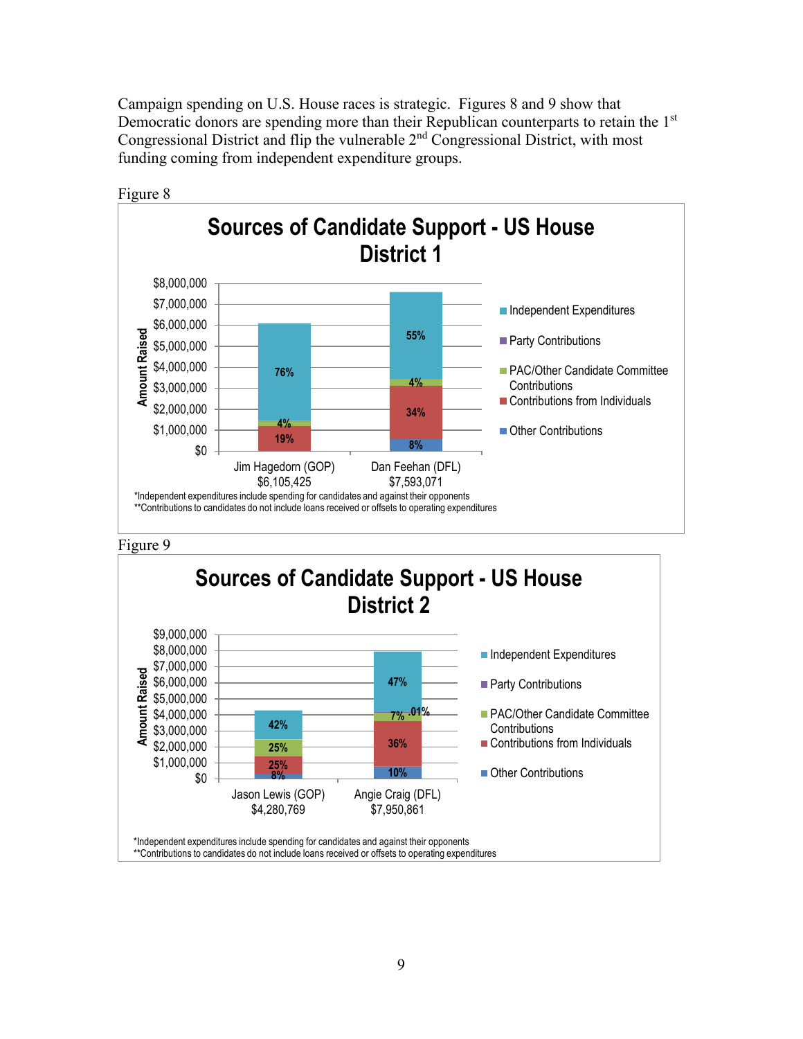Campaign spending on U.S. House races is strategic. Figures 8 and 9 show that Democratic donors are spending more than their Republican counterparts to retain the 1st Congressional District and flip the vulnerable 2nd Congressional District, with most funding coming from independent expenditure groups.

Figure 8

**Sources of Candidate Support - US House District 1**

| Source | Jim Hagedorn (GOP) $6,105,425 | Dan Feehan (DFL) $7,593,071 |
|---|---|---|
| Independent Expenditures | 76% | 55% |
| Party Contributions | | |
| PAC/Other Candidate Committee Contributions | 4% | 4% |
| Contributions from Individuals | 19% | 34% |
| Other Contributions | | 8% |

*Independent expenditures include spending for candidates and against their opponents
**Contributions to candidates do not include loans received or offsets to operating expenditures

Figure 9

**Sources of Candidate Support - US House District 2**

| Source | Jason Lewis (GOP) $4,280,769 | Angie Craig (DFL) $7,950,861 |
|---|---|---|
| Independent Expenditures | 42% | 47% |
| Party Contributions | | .01% |
| PAC/Other Candidate Committee Contributions | 25% | 7% |
| Contributions from Individuals | 25% | 36% |
| Other Contributions | 8% | 10% |

*Independent expenditures include spending for candidates and against their opponents
**Contributions to candidates do not include loans received or offsets to operating expenditures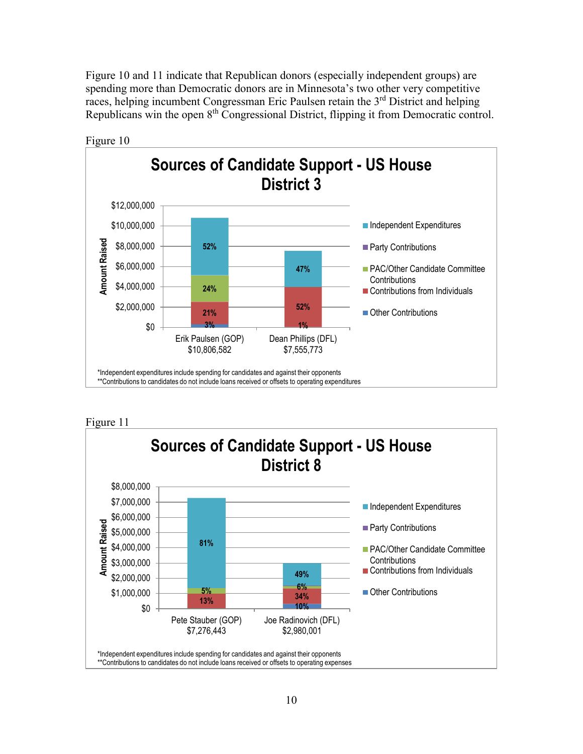Figure 10 and 11 indicate that Republican donors (especially independent groups) are spending more than Democratic donors are in Minnesota's two other very competitive races, helping incumbent Congressman Eric Paulsen retain the 3rd District and helping Republicans win the open 8th Congressional District, flipping it from Democratic control.

Figure 10

**Sources of Candidate Support - US House District 3**

| Source | Erik Paulsen (GOP) $10,806,582 | Dean Phillips (DFL) $7,555,773 |
|---|---|---|
| Independent Expenditures | 52% | 47% |
| Party Contributions | | |
| PAC/Other Candidate Committee Contributions | 24% | |
| Contributions from Individuals | 21% | 52% |
| Other Contributions | 3% | 1% |

*Independent expenditures include spending for candidates and against their opponents
**Contributions to candidates do not include loans received or offsets to operating expenditures

Figure 11

**Sources of Candidate Support - US House District 8**

| Source | Pete Stauber (GOP) $7,276,443 | Joe Radinovich (DFL) $2,980,001 |
|---|---|---|
| Independent Expenditures | 81% | 49% |
| Party Contributions | | |
| PAC/Other Candidate Committee Contributions | 5% | 6% |
| Contributions from Individuals | 13% | 34% |
| Other Contributions | | 10% |

*Independent expenditures include spending for candidates and against their opponents
**Contributions to candidates do not include loans received or offsets to operating expenses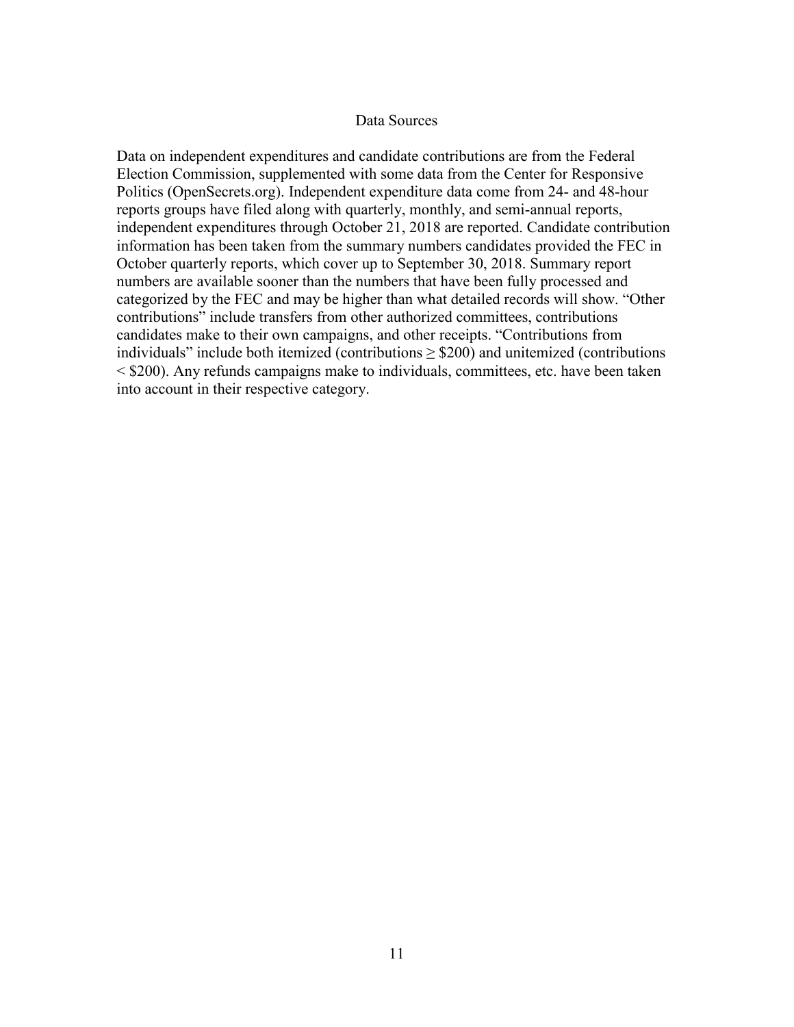## Data Sources

Data on independent expenditures and candidate contributions are from the Federal Election Commission, supplemented with some data from the Center for Responsive Politics (OpenSecrets.org). Independent expenditure data come from 24- and 48-hour reports groups have filed along with quarterly, monthly, and semi-annual reports, independent expenditures through October 21, 2018 are reported. Candidate contribution information has been taken from the summary numbers candidates provided the FEC in October quarterly reports, which cover up to September 30, 2018. Summary report numbers are available sooner than the numbers that have been fully processed and categorized by the FEC and may be higher than what detailed records will show. "Other contributions" include transfers from other authorized committees, contributions candidates make to their own campaigns, and other receipts. "Contributions from individuals" include both itemized (contributions ≥ $200) and unitemized (contributions < $200). Any refunds campaigns make to individuals, committees, etc. have been taken into account in their respective category.